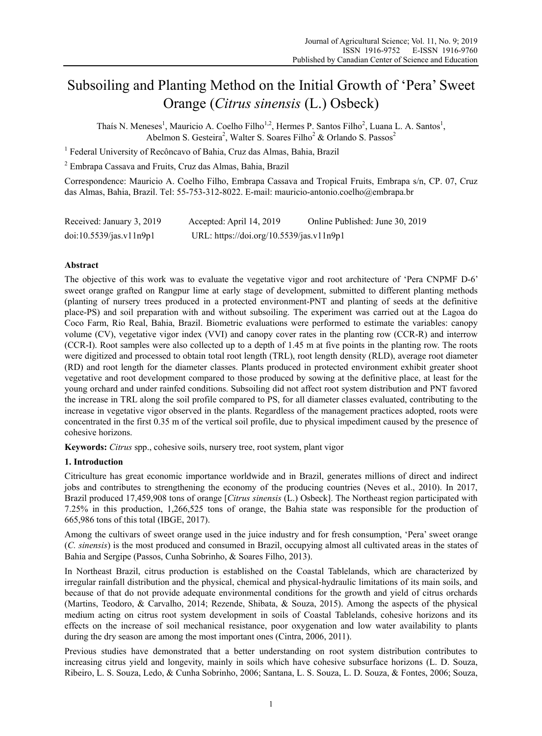# Subsoiling and Planting Method on the Initial Growth of 'Pera' Sweet Orange (*Citrus sinensis* (L.) Osbeck)

Thaís N. Meneses[1], Mauricio A. Coelho Filho[1,2], Hermes P. Santos Filho[2], Luana L. A. Santos[1], Abelmon S. Gesteira[2], Walter S. Soares Filho[2] & Orlando S. Passos[2]

[1] Federal University of Recôncavo of Bahia, Cruz das Almas, Bahia, Brazil

[2] Embrapa Cassava and Fruits, Cruz das Almas, Bahia, Brazil

Correspondence: Mauricio A. Coelho Filho, Embrapa Cassava and Tropical Fruits, Embrapa s/n, CP. 07, Cruz das Almas, Bahia, Brazil. Tel: 55-753-312-8022. E-mail: mauricio-antonio.coelho@embrapa.br

Received: January 3, 2019 Accepted: April 14, 2019 Online Published: June 30, 2019

doi:10.5539/jas.v11n9p1 URL: https://doi.org/10.5539/jas.v11n9p1

## Abstract

The objective of this work was to evaluate the vegetative vigor and root architecture of 'Pera CNPMF D-6' sweet orange grafted on Rangpur lime at early stage of development, submitted to different planting methods (planting of nursery trees produced in a protected environment-PNT and planting of seeds at the definitive place-PS) and soil preparation with and without subsoiling. The experiment was carried out at the Lagoa do Coco Farm, Rio Real, Bahia, Brazil. Biometric evaluations were performed to estimate the variables: canopy volume (CV), vegetative vigor index (VVI) and canopy cover rates in the planting row (CCR-R) and interrow (CCR-I). Root samples were also collected up to a depth of 1.45 m at five points in the planting row. The roots were digitized and processed to obtain total root length (TRL), root length density (RLD), average root diameter (RD) and root length for the diameter classes. Plants produced in protected environment exhibit greater shoot vegetative and root development compared to those produced by sowing at the definitive place, at least for the young orchard and under rainfed conditions. Subsoiling did not affect root system distribution and PNT favored the increase in TRL along the soil profile compared to PS, for all diameter classes evaluated, contributing to the increase in vegetative vigor observed in the plants. Regardless of the management practices adopted, roots were concentrated in the first 0.35 m of the vertical soil profile, due to physical impediment caused by the presence of cohesive horizons.

**Keywords:** *Citrus* spp., cohesive soils, nursery tree, root system, plant vigor

## 1. Introduction

Citriculture has great economic importance worldwide and in Brazil, generates millions of direct and indirect jobs and contributes to strengthening the economy of the producing countries (Neves et al., 2010). In 2017, Brazil produced 17,459,908 tons of orange [*Citrus sinensis* (L.) Osbeck]. The Northeast region participated with 7.25% in this production, 1,266,525 tons of orange, the Bahia state was responsible for the production of 665,986 tons of this total (IBGE, 2017).

Among the cultivars of sweet orange used in the juice industry and for fresh consumption, 'Pera' sweet orange (*C. sinensis*) is the most produced and consumed in Brazil, occupying almost all cultivated areas in the states of Bahia and Sergipe (Passos, Cunha Sobrinho, & Soares Filho, 2013).

In Northeast Brazil, citrus production is established on the Coastal Tablelands, which are characterized by irregular rainfall distribution and the physical, chemical and physical-hydraulic limitations of its main soils, and because of that do not provide adequate environmental conditions for the growth and yield of citrus orchards (Martins, Teodoro, & Carvalho, 2014; Rezende, Shibata, & Souza, 2015). Among the aspects of the physical medium acting on citrus root system development in soils of Coastal Tablelands, cohesive horizons and its effects on the increase of soil mechanical resistance, poor oxygenation and low water availability to plants during the dry season are among the most important ones (Cintra, 2006, 2011).

Previous studies have demonstrated that a better understanding on root system distribution contributes to increasing citrus yield and longevity, mainly in soils which have cohesive subsurface horizons (L. D. Souza, Ribeiro, L. S. Souza, Ledo, & Cunha Sobrinho, 2006; Santana, L. S. Souza, L. D. Souza, & Fontes, 2006; Souza,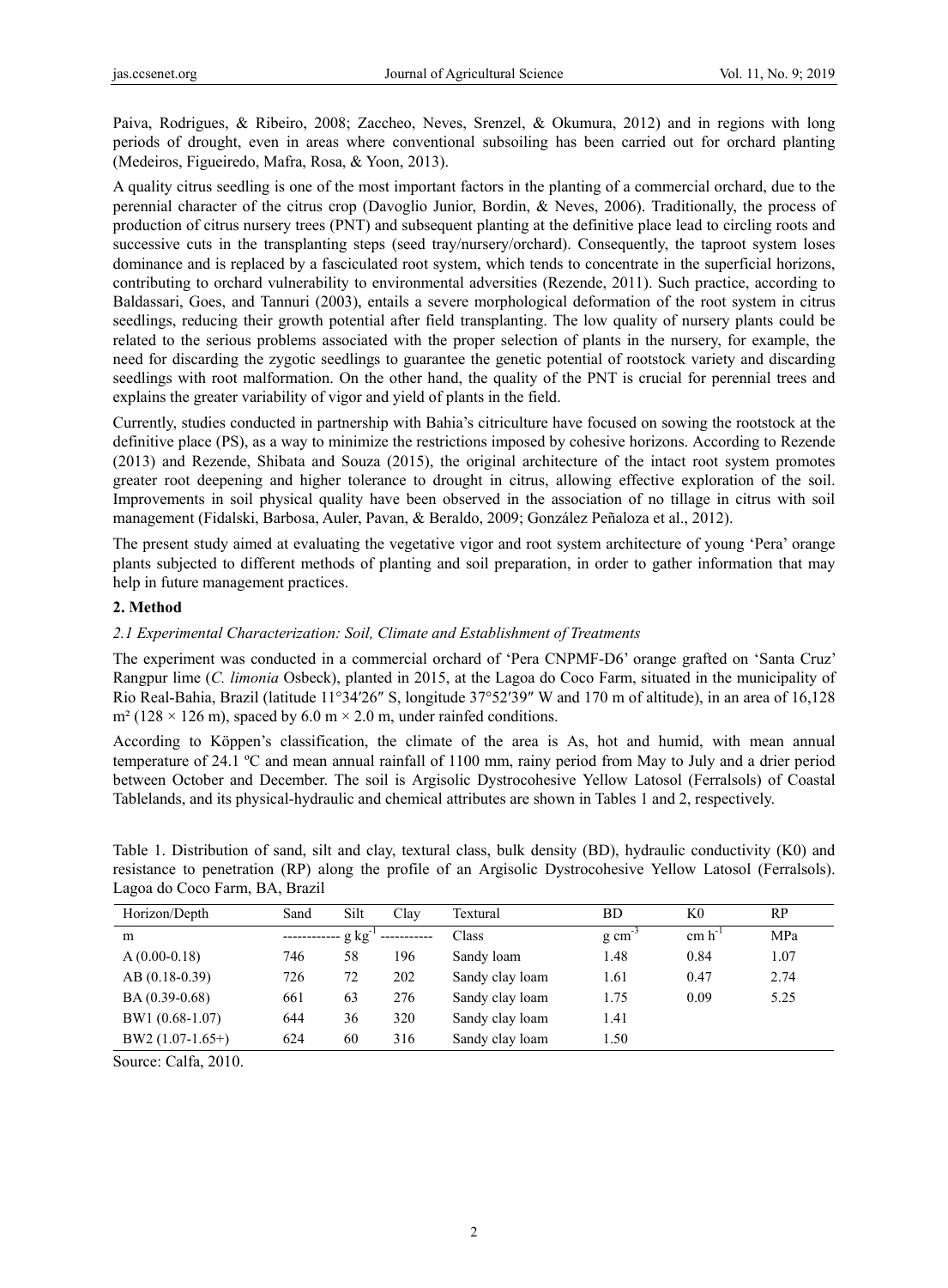Paiva, Rodrigues, & Ribeiro, 2008; Zaccheo, Neves, Srenzel, & Okumura, 2012) and in regions with long periods of drought, even in areas where conventional subsoiling has been carried out for orchard planting (Medeiros, Figueiredo, Mafra, Rosa, & Yoon, 2013).

A quality citrus seedling is one of the most important factors in the planting of a commercial orchard, due to the perennial character of the citrus crop (Davoglio Junior, Bordin, & Neves, 2006). Traditionally, the process of production of citrus nursery trees (PNT) and subsequent planting at the definitive place lead to circling roots and successive cuts in the transplanting steps (seed tray/nursery/orchard). Consequently, the taproot system loses dominance and is replaced by a fasciculated root system, which tends to concentrate in the superficial horizons, contributing to orchard vulnerability to environmental adversities (Rezende, 2011). Such practice, according to Baldassari, Goes, and Tannuri (2003), entails a severe morphological deformation of the root system in citrus seedlings, reducing their growth potential after field transplanting. The low quality of nursery plants could be related to the serious problems associated with the proper selection of plants in the nursery, for example, the need for discarding the zygotic seedlings to guarantee the genetic potential of rootstock variety and discarding seedlings with root malformation. On the other hand, the quality of the PNT is crucial for perennial trees and explains the greater variability of vigor and yield of plants in the field.

Currently, studies conducted in partnership with Bahia's citriculture have focused on sowing the rootstock at the definitive place (PS), as a way to minimize the restrictions imposed by cohesive horizons. According to Rezende (2013) and Rezende, Shibata and Souza (2015), the original architecture of the intact root system promotes greater root deepening and higher tolerance to drought in citrus, allowing effective exploration of the soil. Improvements in soil physical quality have been observed in the association of no tillage in citrus with soil management (Fidalski, Barbosa, Auler, Pavan, & Beraldo, 2009; González Peñaloza et al., 2012).

The present study aimed at evaluating the vegetative vigor and root system architecture of young 'Pera' orange plants subjected to different methods of planting and soil preparation, in order to gather information that may help in future management practices.

## 2. Method

### *2.1 Experimental Characterization: Soil, Climate and Establishment of Treatments*

The experiment was conducted in a commercial orchard of 'Pera CNPMF-D6' orange grafted on 'Santa Cruz' Rangpur lime (*C. limonia* Osbeck), planted in 2015, at the Lagoa do Coco Farm, situated in the municipality of Rio Real-Bahia, Brazil (latitude 11°34′26″ S, longitude 37°52′39″ W and 170 m of altitude), in an area of 16,128 m² (128 × 126 m), spaced by 6.0 m × 2.0 m, under rainfed conditions.

According to Köppen's classification, the climate of the area is As, hot and humid, with mean annual temperature of 24.1 ºC and mean annual rainfall of 1100 mm, rainy period from May to July and a drier period between October and December. The soil is Argisolic Dystrocohesive Yellow Latosol (Ferralsols) of Coastal Tablelands, and its physical-hydraulic and chemical attributes are shown in Tables 1 and 2, respectively.

Table 1. Distribution of sand, silt and clay, textural class, bulk density (BD), hydraulic conductivity (K0) and resistance to penetration (RP) along the profile of an Argisolic Dystrocohesive Yellow Latosol (Ferralsols). Lagoa do Coco Farm, BA, Brazil

| Horizon/Depth | Sand | Silt | Clay | Textural | BD | K0 | RP |
|---|---|---|---|---|---|---|---|
| m | $g\ kg^{-1}$ | | | Class | $g\ cm^{-3}$ | $cm\ h^{-1}$ | MPa |
| A (0.00-0.18) | 746 | 58 | 196 | Sandy loam | 1.48 | 0.84 | 1.07 |
| AB (0.18-0.39) | 726 | 72 | 202 | Sandy clay loam | 1.61 | 0.47 | 2.74 |
| BA (0.39-0.68) | 661 | 63 | 276 | Sandy clay loam | 1.75 | 0.09 | 5.25 |
| BW1 (0.68-1.07) | 644 | 36 | 320 | Sandy clay loam | 1.41 | | |
| BW2 (1.07-1.65+) | 624 | 60 | 316 | Sandy clay loam | 1.50 | | |

Source: Calfa, 2010.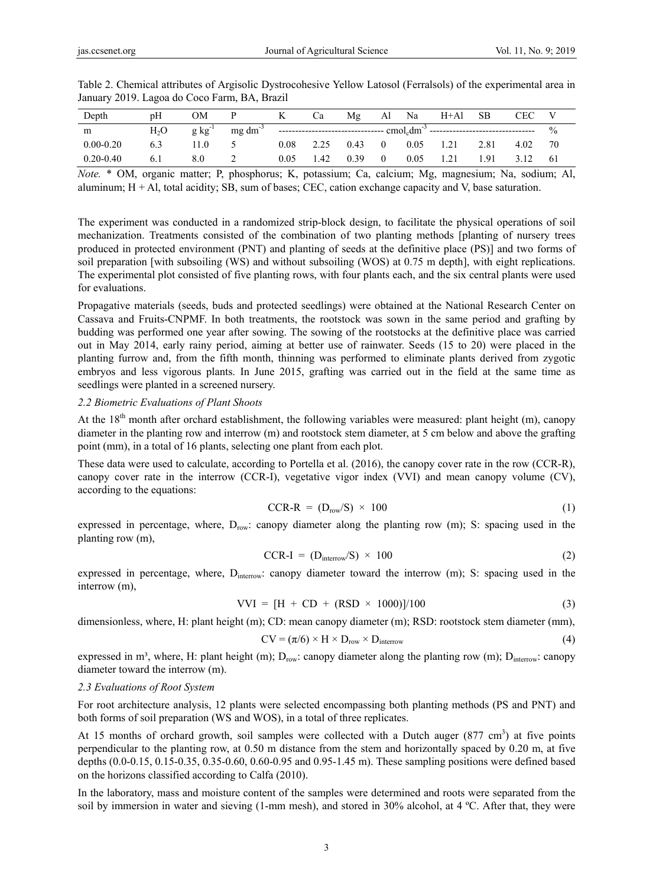Table 2. Chemical attributes of Argisolic Dystrocohesive Yellow Latosol (Ferralsols) of the experimental area in January 2019. Lagoa do Coco Farm, BA, Brazil

| Depth | pH | OM | P | K | Ca | Mg | Al | Na | H+Al | SB | CEC | V |
|---|---|---|---|---|---|---|---|---|---|---|---|---|
| m | $H_2O$ | g $kg^{-1}$ | mg $dm^{-3}$ | ------- | ------- | ------- | ------- | $cmol_c dm^{-3}$ | ------- | ------- | ------- | % |
| 0.00-0.20 | 6.3 | 11.0 | 5 | 0.08 | 2.25 | 0.43 | 0 | 0.05 | 1.21 | 2.81 | 4.02 | 70 |
| 0.20-0.40 | 6.1 | 8.0 | 2 | 0.05 | 1.42 | 0.39 | 0 | 0.05 | 1.21 | 1.91 | 3.12 | 61 |

*Note.* * OM, organic matter; P, phosphorus; K, potassium; Ca, calcium; Mg, magnesium; Na, sodium; Al, aluminum; H + Al, total acidity; SB, sum of bases; CEC, cation exchange capacity and V, base saturation.

The experiment was conducted in a randomized strip-block design, to facilitate the physical operations of soil mechanization. Treatments consisted of the combination of two planting methods [planting of nursery trees produced in protected environment (PNT) and planting of seeds at the definitive place (PS)] and two forms of soil preparation [with subsoiling (WS) and without subsoiling (WOS) at 0.75 m depth], with eight replications. The experimental plot consisted of five planting rows, with four plants each, and the six central plants were used for evaluations.

Propagative materials (seeds, buds and protected seedlings) were obtained at the National Research Center on Cassava and Fruits-CNPMF. In both treatments, the rootstock was sown in the same period and grafting by budding was performed one year after sowing. The sowing of the rootstocks at the definitive place was carried out in May 2014, early rainy period, aiming at better use of rainwater. Seeds (15 to 20) were placed in the planting furrow and, from the fifth month, thinning was performed to eliminate plants derived from zygotic embryos and less vigorous plants. In June 2015, grafting was carried out in the field at the same time as seedlings were planted in a screened nursery.

### 2.2 Biometric Evaluations of Plant Shoots

At the 18th month after orchard establishment, the following variables were measured: plant height (m), canopy diameter in the planting row and interrow (m) and rootstock stem diameter, at 5 cm below and above the grafting point (mm), in a total of 16 plants, selecting one plant from each plot.

These data were used to calculate, according to Portella et al. (2016), the canopy cover rate in the row (CCR-R), canopy cover rate in the interrow (CCR-I), vegetative vigor index (VVI) and mean canopy volume (CV), according to the equations:

$$\text{CCR-R} = (D_{row}/S) \times 100 \quad (1)$$

expressed in percentage, where, $D_{row}$: canopy diameter along the planting row (m); S: spacing used in the planting row (m),

$$\text{CCR-I} = (D_{interrow}/S) \times 100 \quad (2)$$

expressed in percentage, where, $D_{interrow}$: canopy diameter toward the interrow (m); S: spacing used in the interrow (m),

$$\text{VVI} = [H + CD + (RSD \times 1000)]/100 \quad (3)$$

dimensionless, where, H: plant height (m); CD: mean canopy diameter (m); RSD: rootstock stem diameter (mm),

$$CV = (\pi/6) \times H \times D_{row} \times D_{interrow} \quad (4)$$

expressed in m³, where, H: plant height (m); $D_{row}$: canopy diameter along the planting row (m); $D_{interrow}$: canopy diameter toward the interrow (m).

### 2.3 Evaluations of Root System

For root architecture analysis, 12 plants were selected encompassing both planting methods (PS and PNT) and both forms of soil preparation (WS and WOS), in a total of three replicates.

At 15 months of orchard growth, soil samples were collected with a Dutch auger (877 $cm^3$) at five points perpendicular to the planting row, at 0.50 m distance from the stem and horizontally spaced by 0.20 m, at five depths (0.0-0.15, 0.15-0.35, 0.35-0.60, 0.60-0.95 and 0.95-1.45 m). These sampling positions were defined based on the horizons classified according to Calfa (2010).

In the laboratory, mass and moisture content of the samples were determined and roots were separated from the soil by immersion in water and sieving (1-mm mesh), and stored in 30% alcohol, at 4 ºC. After that, they were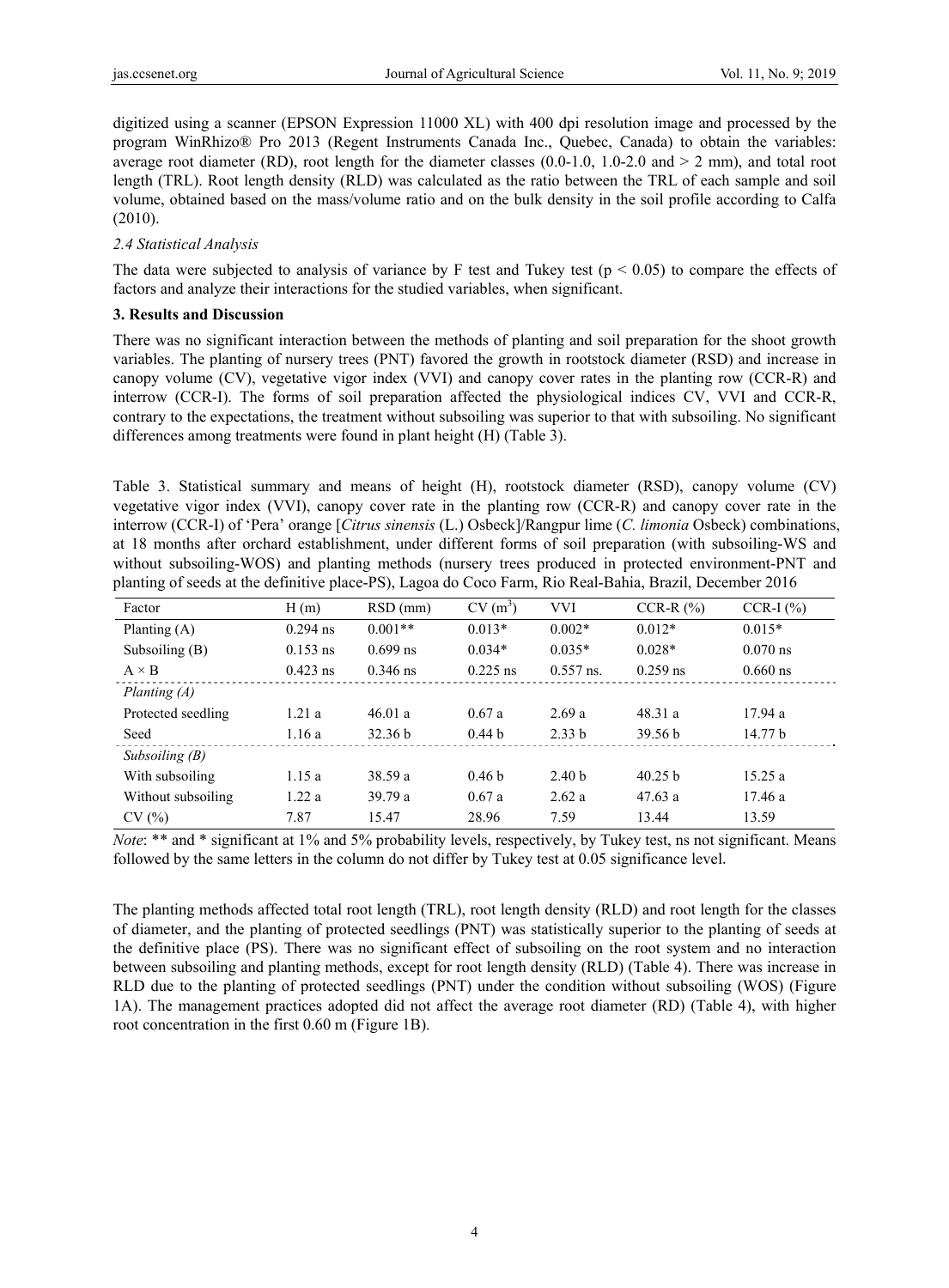digitized using a scanner (EPSON Expression 11000 XL) with 400 dpi resolution image and processed by the program WinRhizo® Pro 2013 (Regent Instruments Canada Inc., Quebec, Canada) to obtain the variables: average root diameter (RD), root length for the diameter classes (0.0-1.0, 1.0-2.0 and > 2 mm), and total root length (TRL). Root length density (RLD) was calculated as the ratio between the TRL of each sample and soil volume, obtained based on the mass/volume ratio and on the bulk density in the soil profile according to Calfa (2010).

### *2.4 Statistical Analysis*

The data were subjected to analysis of variance by F test and Tukey test ($p < 0.05$) to compare the effects of factors and analyze their interactions for the studied variables, when significant.

## 3. Results and Discussion

There was no significant interaction between the methods of planting and soil preparation for the shoot growth variables. The planting of nursery trees (PNT) favored the growth in rootstock diameter (RSD) and increase in canopy volume (CV), vegetative vigor index (VVI) and canopy cover rates in the planting row (CCR-R) and interrow (CCR-I). The forms of soil preparation affected the physiological indices CV, VVI and CCR-R, contrary to the expectations, the treatment without subsoiling was superior to that with subsoiling. No significant differences among treatments were found in plant height (H) (Table 3).

Table 3. Statistical summary and means of height (H), rootstock diameter (RSD), canopy volume (CV) vegetative vigor index (VVI), canopy cover rate in the planting row (CCR-R) and canopy cover rate in the interrow (CCR-I) of 'Pera' orange [*Citrus sinensis* (L.) Osbeck]/Rangpur lime (*C. limonia* Osbeck) combinations, at 18 months after orchard establishment, under different forms of soil preparation (with subsoiling-WS and without subsoiling-WOS) and planting methods (nursery trees produced in protected environment-PNT and planting of seeds at the definitive place-PS), Lagoa do Coco Farm, Rio Real-Bahia, Brazil, December 2016

| Factor | H (m) | RSD (mm) | CV ($m^3$) | VVI | CCR-R (%) | CCR-I (%) |
|---|---|---|---|---|---|---|
| Planting (A) | 0.294 ns | 0.001** | 0.013* | 0.002* | 0.012* | 0.015* |
| Subsoiling (B) | 0.153 ns | 0.699 ns | 0.034* | 0.035* | 0.028* | 0.070 ns |
| A × B | 0.423 ns | 0.346 ns | 0.225 ns | 0.557 ns. | 0.259 ns | 0.660 ns |
| *Planting (A)* | | | | | | |
| Protected seedling | 1.21 a | 46.01 a | 0.67 a | 2.69 a | 48.31 a | 17.94 a |
| Seed | 1.16 a | 32.36 b | 0.44 b | 2.33 b | 39.56 b | 14.77 b |
| *Subsoiling (B)* | | | | | | |
| With subsoiling | 1.15 a | 38.59 a | 0.46 b | 2.40 b | 40.25 b | 15.25 a |
| Without subsoiling | 1.22 a | 39.79 a | 0.67 a | 2.62 a | 47.63 a | 17.46 a |
| CV (%) | 7.87 | 15.47 | 28.96 | 7.59 | 13.44 | 13.59 |

*Note*: ** and * significant at 1% and 5% probability levels, respectively, by Tukey test, ns not significant. Means followed by the same letters in the column do not differ by Tukey test at 0.05 significance level.

The planting methods affected total root length (TRL), root length density (RLD) and root length for the classes of diameter, and the planting of protected seedlings (PNT) was statistically superior to the planting of seeds at the definitive place (PS). There was no significant effect of subsoiling on the root system and no interaction between subsoiling and planting methods, except for root length density (RLD) (Table 4). There was increase in RLD due to the planting of protected seedlings (PNT) under the condition without subsoiling (WOS) (Figure 1A). The management practices adopted did not affect the average root diameter (RD) (Table 4), with higher root concentration in the first 0.60 m (Figure 1B).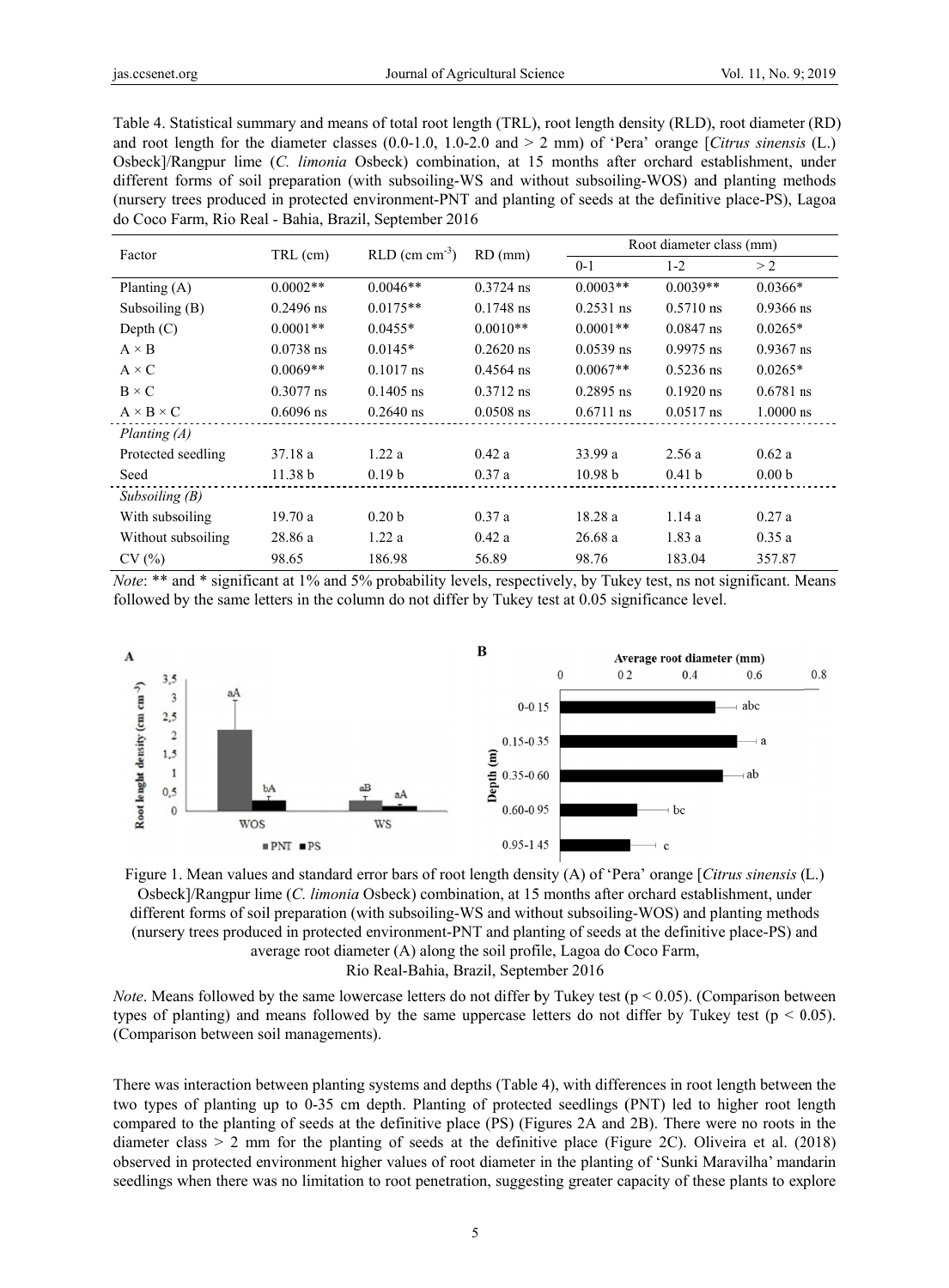Table 4. Statistical summary and means of total root length (TRL), root length density (RLD), root diameter (RD) and root length for the diameter classes (0.0-1.0, 1.0-2.0 and > 2 mm) of 'Pera' orange [*Citrus sinensis* (L.) Osbeck]/Rangpur lime (*C. limonia* Osbeck) combination, at 15 months after orchard establishment, under different forms of soil preparation (with subsoiling-WS and without subsoiling-WOS) and planting methods (nursery trees produced in protected environment-PNT and planting of seeds at the definitive place-PS), Lagoa do Coco Farm, Rio Real - Bahia, Brazil, September 2016

| Factor | TRL (cm) | RLD (cm cm$^{-3}$) | RD (mm) | Root diameter class (mm) | | |
|---|---|---|---|---|---|---|
| | | | | 0-1 | 1-2 | > 2 |
| Planting (A) | 0.0002** | 0.0046** | 0.3724 ns | 0.0003** | 0.0039** | 0.0366* |
| Subsoiling (B) | 0.2496 ns | 0.0175** | 0.1748 ns | 0.2531 ns | 0.5710 ns | 0.9366 ns |
| Depth (C) | 0.0001** | 0.0455* | 0.0010** | 0.0001** | 0.0847 ns | 0.0265* |
| A × B | 0.0738 ns | 0.0145* | 0.2620 ns | 0.0539 ns | 0.9975 ns | 0.9367 ns |
| A × C | 0.0069** | 0.1017 ns | 0.4564 ns | 0.0067** | 0.5236 ns | 0.0265* |
| B × C | 0.3077 ns | 0.1405 ns | 0.3712 ns | 0.2895 ns | 0.1920 ns | 0.6781 ns |
| A × B × C | 0.6096 ns | 0.2640 ns | 0.0508 ns | 0.6711 ns | 0.0517 ns | 1.0000 ns |
| *Planting (A)* | | | | | | |
| Protected seedling | 37.18 a | 1.22 a | 0.42 a | 33.99 a | 2.56 a | 0.62 a |
| Seed | 11.38 b | 0.19 b | 0.37 a | 10.98 b | 0.41 b | 0.00 b |
| *Subsoiling (B)* | | | | | | |
| With subsoiling | 19.70 a | 0.20 b | 0.37 a | 18.28 a | 1.14 a | 0.27 a |
| Without subsoiling | 28.86 a | 1.22 a | 0.42 a | 26.68 a | 1.83 a | 0.35 a |
| CV (%) | 98.65 | 186.98 | 56.89 | 98.76 | 183.04 | 357.87 |

*Note*: ** and * significant at 1% and 5% probability levels, respectively, by Tukey test, ns not significant. Means followed by the same letters in the column do not differ by Tukey test at 0.05 significance level.

Figure 1. Mean values and standard error bars of root length density (A) of 'Pera' orange [*Citrus sinensis* (L.) Osbeck]/Rangpur lime (*C. limonia* Osbeck) combination, at 15 months after orchard establishment, under different forms of soil preparation (with subsoiling-WS and without subsoiling-WOS) and planting methods (nursery trees produced in protected environment-PNT and planting of seeds at the definitive place-PS) and average root diameter (A) along the soil profile, Lagoa do Coco Farm, Rio Real-Bahia, Brazil, September 2016

*Note*. Means followed by the same lowercase letters do not differ by Tukey test ($p < 0.05$). (Comparison between types of planting) and means followed by the same uppercase letters do not differ by Tukey test ($p < 0.05$). (Comparison between soil managements).

There was interaction between planting systems and depths (Table 4), with differences in root length between the two types of planting up to 0-35 cm depth. Planting of protected seedlings (PNT) led to higher root length compared to the planting of seeds at the definitive place (PS) (Figures 2A and 2B). There were no roots in the diameter class > 2 mm for the planting of seeds at the definitive place (Figure 2C). Oliveira et al. (2018) observed in protected environment higher values of root diameter in the planting of 'Sunki Maravilha' mandarin seedlings when there was no limitation to root penetration, suggesting greater capacity of these plants to explore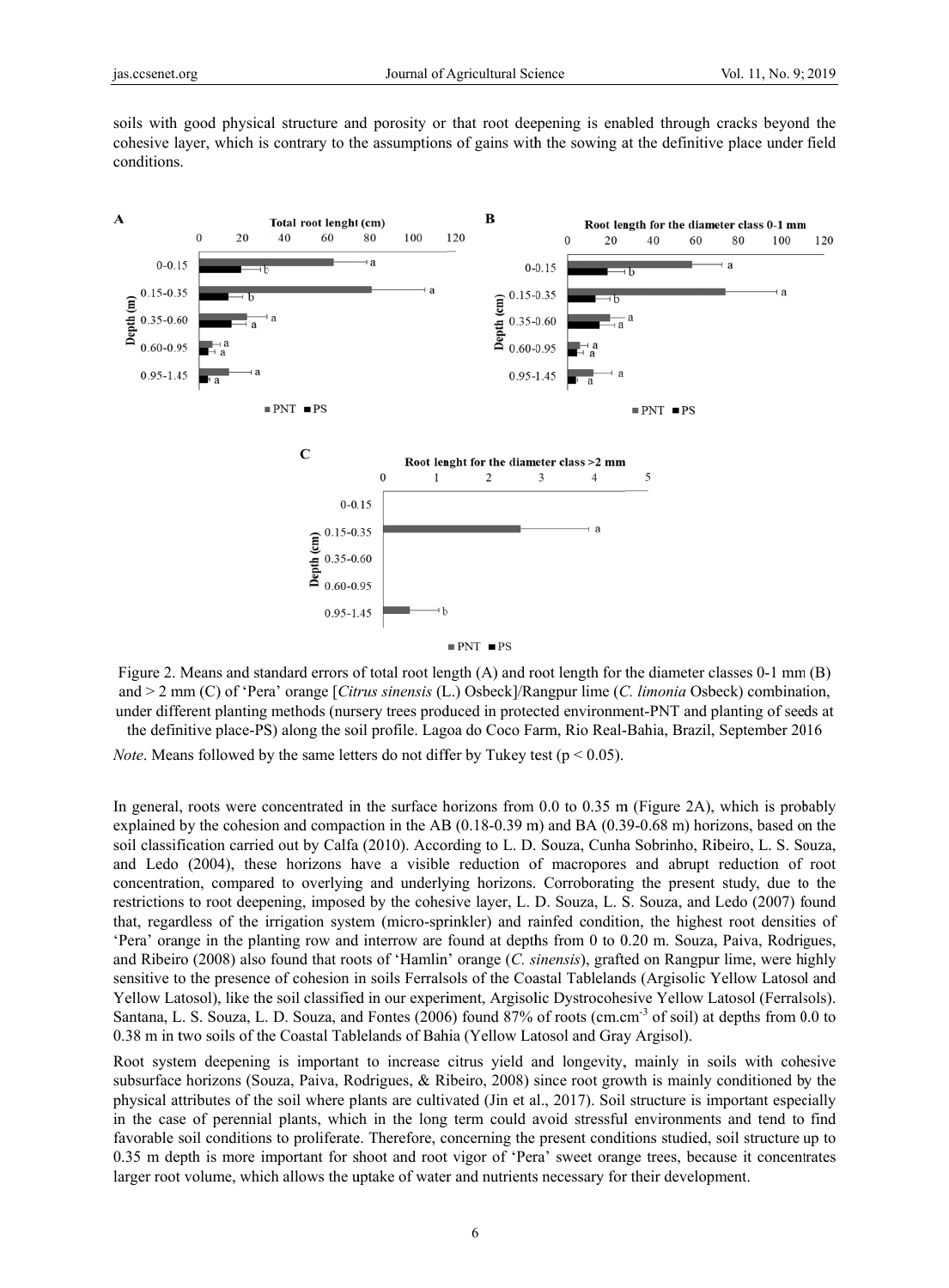soils with good physical structure and porosity or that root deepening is enabled through cracks beyond the cohesive layer, which is contrary to the assumptions of gains with the sowing at the definitive place under field conditions.

Figure 2. Means and standard errors of total root length (A) and root length for the diameter classes 0-1 mm (B) and > 2 mm (C) of 'Pera' orange [*Citrus sinensis* (L.) Osbeck]/Rangpur lime (*C. limonia* Osbeck) combination, under different planting methods (nursery trees produced in protected environment-PNT and planting of seeds at the definitive place-PS) along the soil profile. Lagoa do Coco Farm, Rio Real-Bahia, Brazil, September 2016

*Note*. Means followed by the same letters do not differ by Tukey test ($p < 0.05$).

In general, roots were concentrated in the surface horizons from 0.0 to 0.35 m (Figure 2A), which is probably explained by the cohesion and compaction in the AB (0.18-0.39 m) and BA (0.39-0.68 m) horizons, based on the soil classification carried out by Calfa (2010). According to L. D. Souza, Cunha Sobrinho, Ribeiro, L. S. Souza, and Ledo (2004), these horizons have a visible reduction of macropores and abrupt reduction of root concentration, compared to overlying and underlying horizons. Corroborating the present study, due to the restrictions to root deepening, imposed by the cohesive layer, L. D. Souza, L. S. Souza, and Ledo (2007) found that, regardless of the irrigation system (micro-sprinkler) and rainfed condition, the highest root densities of 'Pera' orange in the planting row and interrow are found at depths from 0 to 0.20 m. Souza, Paiva, Rodrigues, and Ribeiro (2008) also found that roots of 'Hamlin' orange (*C. sinensis*), grafted on Rangpur lime, were highly sensitive to the presence of cohesion in soils Ferralsols of the Coastal Tablelands (Argisolic Yellow Latosol and Yellow Latosol), like the soil classified in our experiment, Argisolic Dystrocohesive Yellow Latosol (Ferralsols). Santana, L. S. Souza, L. D. Souza, and Fontes (2006) found 87% of roots ($cm.cm^{-3}$ of soil) at depths from 0.0 to 0.38 m in two soils of the Coastal Tablelands of Bahia (Yellow Latosol and Gray Argisol).

Root system deepening is important to increase citrus yield and longevity, mainly in soils with cohesive subsurface horizons (Souza, Paiva, Rodrigues, & Ribeiro, 2008) since root growth is mainly conditioned by the physical attributes of the soil where plants are cultivated (Jin et al., 2017). Soil structure is important especially in the case of perennial plants, which in the long term could avoid stressful environments and tend to find favorable soil conditions to proliferate. Therefore, concerning the present conditions studied, soil structure up to 0.35 m depth is more important for shoot and root vigor of 'Pera' sweet orange trees, because it concentrates larger root volume, which allows the uptake of water and nutrients necessary for their development.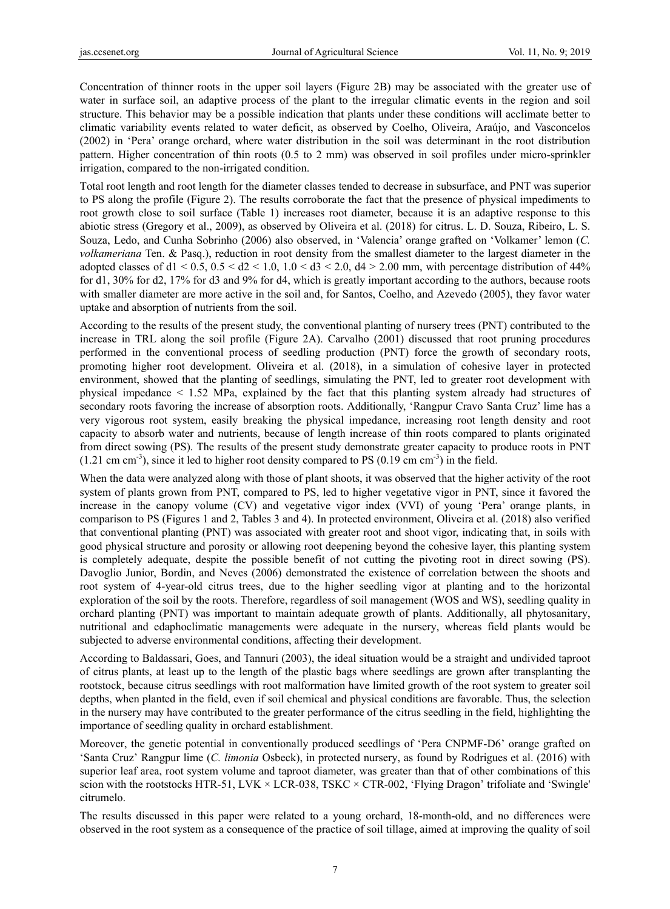Concentration of thinner roots in the upper soil layers (Figure 2B) may be associated with the greater use of water in surface soil, an adaptive process of the plant to the irregular climatic events in the region and soil structure. This behavior may be a possible indication that plants under these conditions will acclimate better to climatic variability events related to water deficit, as observed by Coelho, Oliveira, Araújo, and Vasconcelos (2002) in 'Pera' orange orchard, where water distribution in the soil was determinant in the root distribution pattern. Higher concentration of thin roots (0.5 to 2 mm) was observed in soil profiles under micro-sprinkler irrigation, compared to the non-irrigated condition.

Total root length and root length for the diameter classes tended to decrease in subsurface, and PNT was superior to PS along the profile (Figure 2). The results corroborate the fact that the presence of physical impediments to root growth close to soil surface (Table 1) increases root diameter, because it is an adaptive response to this abiotic stress (Gregory et al., 2009), as observed by Oliveira et al. (2018) for citrus. L. D. Souza, Ribeiro, L. S. Souza, Ledo, and Cunha Sobrinho (2006) also observed, in 'Valencia' orange grafted on 'Volkamer' lemon (*C. volkameriana* Ten. & Pasq.), reduction in root density from the smallest diameter to the largest diameter in the adopted classes of $d1 < 0.5$, $0.5 < d2 < 1.0$, $1.0 < d3 < 2.0$, $d4 > 2.00$ mm, with percentage distribution of 44% for d1, 30% for d2, 17% for d3 and 9% for d4, which is greatly important according to the authors, because roots with smaller diameter are more active in the soil and, for Santos, Coelho, and Azevedo (2005), they favor water uptake and absorption of nutrients from the soil.

According to the results of the present study, the conventional planting of nursery trees (PNT) contributed to the increase in TRL along the soil profile (Figure 2A). Carvalho (2001) discussed that root pruning procedures performed in the conventional process of seedling production (PNT) force the growth of secondary roots, promoting higher root development. Oliveira et al. (2018), in a simulation of cohesive layer in protected environment, showed that the planting of seedlings, simulating the PNT, led to greater root development with physical impedance < 1.52 MPa, explained by the fact that this planting system already had structures of secondary roots favoring the increase of absorption roots. Additionally, 'Rangpur Cravo Santa Cruz' lime has a very vigorous root system, easily breaking the physical impedance, increasing root length density and root capacity to absorb water and nutrients, because of length increase of thin roots compared to plants originated from direct sowing (PS). The results of the present study demonstrate greater capacity to produce roots in PNT (1.21 cm $cm^{-3}$), since it led to higher root density compared to PS (0.19 cm $cm^{-3}$) in the field.

When the data were analyzed along with those of plant shoots, it was observed that the higher activity of the root system of plants grown from PNT, compared to PS, led to higher vegetative vigor in PNT, since it favored the increase in the canopy volume (CV) and vegetative vigor index (VVI) of young 'Pera' orange plants, in comparison to PS (Figures 1 and 2, Tables 3 and 4). In protected environment, Oliveira et al. (2018) also verified that conventional planting (PNT) was associated with greater root and shoot vigor, indicating that, in soils with good physical structure and porosity or allowing root deepening beyond the cohesive layer, this planting system is completely adequate, despite the possible benefit of not cutting the pivoting root in direct sowing (PS). Davoglio Junior, Bordin, and Neves (2006) demonstrated the existence of correlation between the shoots and root system of 4-year-old citrus trees, due to the higher seedling vigor at planting and to the horizontal exploration of the soil by the roots. Therefore, regardless of soil management (WOS and WS), seedling quality in orchard planting (PNT) was important to maintain adequate growth of plants. Additionally, all phytosanitary, nutritional and edaphoclimatic managements were adequate in the nursery, whereas field plants would be subjected to adverse environmental conditions, affecting their development.

According to Baldassari, Goes, and Tannuri (2003), the ideal situation would be a straight and undivided taproot of citrus plants, at least up to the length of the plastic bags where seedlings are grown after transplanting the rootstock, because citrus seedlings with root malformation have limited growth of the root system to greater soil depths, when planted in the field, even if soil chemical and physical conditions are favorable. Thus, the selection in the nursery may have contributed to the greater performance of the citrus seedling in the field, highlighting the importance of seedling quality in orchard establishment.

Moreover, the genetic potential in conventionally produced seedlings of 'Pera CNPMF-D6' orange grafted on 'Santa Cruz' Rangpur lime (*C. limonia* Osbeck), in protected nursery, as found by Rodrigues et al. (2016) with superior leaf area, root system volume and taproot diameter, was greater than that of other combinations of this scion with the rootstocks HTR-51, LVK × LCR-038, TSKC × CTR-002, 'Flying Dragon' trifoliate and 'Swingle' citrumelo.

The results discussed in this paper were related to a young orchard, 18-month-old, and no differences were observed in the root system as a consequence of the practice of soil tillage, aimed at improving the quality of soil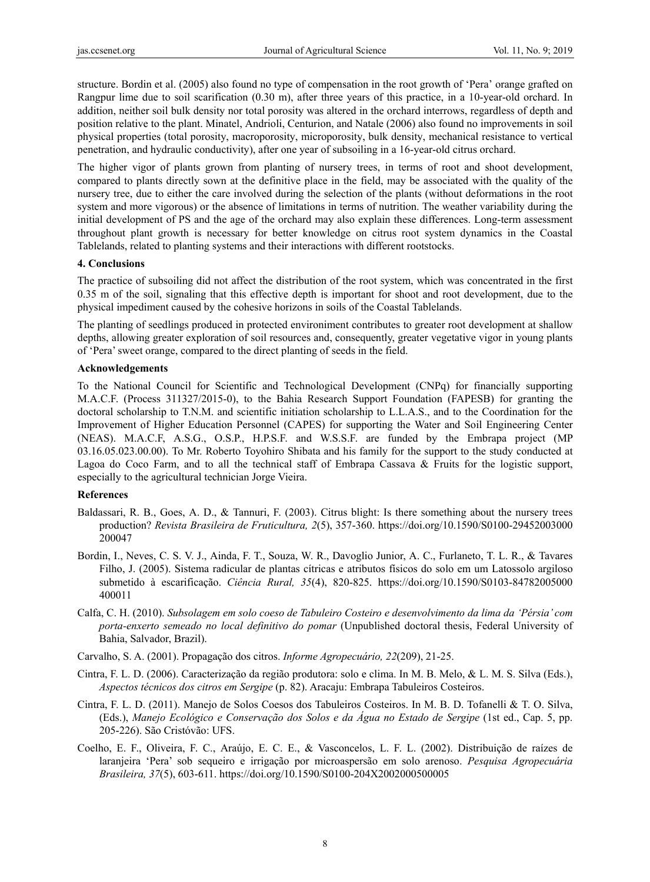structure. Bordin et al. (2005) also found no type of compensation in the root growth of 'Pera' orange grafted on Rangpur lime due to soil scarification (0.30 m), after three years of this practice, in a 10-year-old orchard. In addition, neither soil bulk density nor total porosity was altered in the orchard interrows, regardless of depth and position relative to the plant. Minatel, Andrioli, Centurion, and Natale (2006) also found no improvements in soil physical properties (total porosity, macroporosity, microporosity, bulk density, mechanical resistance to vertical penetration, and hydraulic conductivity), after one year of subsoiling in a 16-year-old citrus orchard.

The higher vigor of plants grown from planting of nursery trees, in terms of root and shoot development, compared to plants directly sown at the definitive place in the field, may be associated with the quality of the nursery tree, due to either the care involved during the selection of the plants (without deformations in the root system and more vigorous) or the absence of limitations in terms of nutrition. The weather variability during the initial development of PS and the age of the orchard may also explain these differences. Long-term assessment throughout plant growth is necessary for better knowledge on citrus root system dynamics in the Coastal Tablelands, related to planting systems and their interactions with different rootstocks.

## 4. Conclusions

The practice of subsoiling did not affect the distribution of the root system, which was concentrated in the first 0.35 m of the soil, signaling that this effective depth is important for shoot and root development, due to the physical impediment caused by the cohesive horizons in soils of the Coastal Tablelands.

The planting of seedlings produced in protected environiment contributes to greater root development at shallow depths, allowing greater exploration of soil resources and, consequently, greater vegetative vigor in young plants of 'Pera' sweet orange, compared to the direct planting of seeds in the field.

## Acknowledgements

To the National Council for Scientific and Technological Development (CNPq) for financially supporting M.A.C.F. (Process 311327/2015-0), to the Bahia Research Support Foundation (FAPESB) for granting the doctoral scholarship to T.N.M. and scientific initiation scholarship to L.L.A.S., and to the Coordination for the Improvement of Higher Education Personnel (CAPES) for supporting the Water and Soil Engineering Center (NEAS). M.A.C.F, A.S.G., O.S.P., H.P.S.F. and W.S.S.F. are funded by the Embrapa project (MP 03.16.05.023.00.00). To Mr. Roberto Toyohiro Shibata and his family for the support to the study conducted at Lagoa do Coco Farm, and to all the technical staff of Embrapa Cassava & Fruits for the logistic support, especially to the agricultural technician Jorge Vieira.

## References

Baldassari, R. B., Goes, A. D., & Tannuri, F. (2003). Citrus blight: Is there something about the nursery trees production? *Revista Brasileira de Fruticultura, 2*(5), 357-360. https://doi.org/10.1590/S0100-29452003000200047

Bordin, I., Neves, C. S. V. J., Ainda, F. T., Souza, W. R., Davoglio Junior, A. C., Furlaneto, T. L. R., & Tavares Filho, J. (2005). Sistema radicular de plantas cítricas e atributos físicos do solo em um Latossolo argiloso submetido à escarificação. *Ciência Rural, 35*(4), 820-825. https://doi.org/10.1590/S0103-84782005000400011

Calfa, C. H. (2010). *Subsolagem em solo coeso de Tabuleiro Costeiro e desenvolvimento da lima da 'Pérsia' com porta-enxerto semeado no local definitivo do pomar* (Unpublished doctoral thesis, Federal University of Bahia, Salvador, Brazil).

Carvalho, S. A. (2001). Propagação dos citros. *Informe Agropecuário, 22*(209), 21-25.

Cintra, F. L. D. (2006). Caracterização da região produtora: solo e clima. In M. B. Melo, & L. M. S. Silva (Eds.), *Aspectos técnicos dos citros em Sergipe* (p. 82). Aracaju: Embrapa Tabuleiros Costeiros.

Cintra, F. L. D. (2011). Manejo de Solos Coesos dos Tabuleiros Costeiros. In M. B. D. Tofanelli & T. O. Silva, (Eds.), *Manejo Ecológico e Conservação dos Solos e da Água no Estado de Sergipe* (1st ed., Cap. 5, pp. 205-226). São Cristóvão: UFS.

Coelho, E. F., Oliveira, F. C., Araújo, E. C. E., & Vasconcelos, L. F. L. (2002). Distribuição de raízes de laranjeira 'Pera' sob sequeiro e irrigação por microaspersão em solo arenoso. *Pesquisa Agropecuária Brasileira, 37*(5), 603-611. https://doi.org/10.1590/S0100-204X2002000500005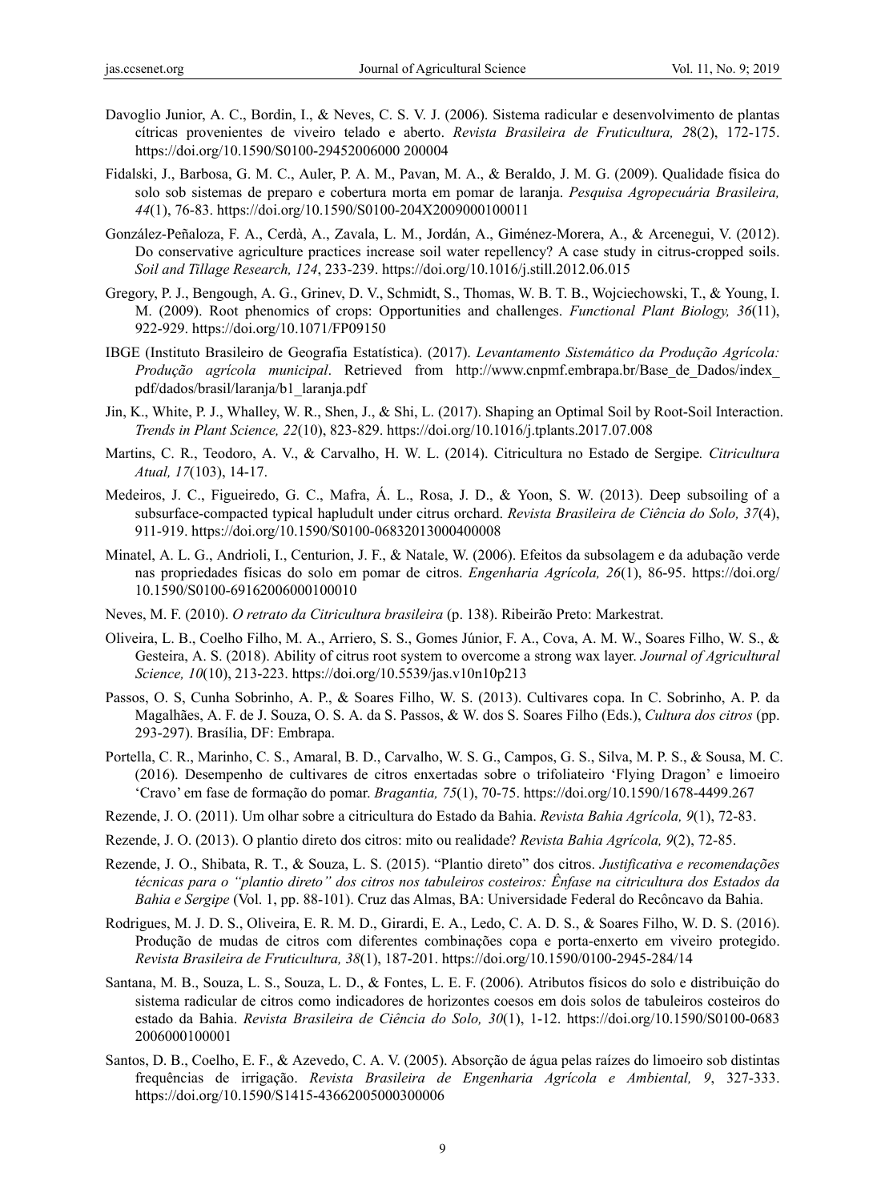Davoglio Junior, A. C., Bordin, I., & Neves, C. S. V. J. (2006). Sistema radicular e desenvolvimento de plantas cítricas provenientes de viveiro telado e aberto. *Revista Brasileira de Fruticultura, 28*(2), 172-175. https://doi.org/10.1590/S0100-29452006000 200004

Fidalski, J., Barbosa, G. M. C., Auler, P. A. M., Pavan, M. A., & Beraldo, J. M. G. (2009). Qualidade física do solo sob sistemas de preparo e cobertura morta em pomar de laranja. *Pesquisa Agropecuária Brasileira, 44*(1), 76-83. https://doi.org/10.1590/S0100-204X2009000100011

González-Peñaloza, F. A., Cerdà, A., Zavala, L. M., Jordán, A., Giménez-Morera, A., & Arcenegui, V. (2012). Do conservative agriculture practices increase soil water repellency? A case study in citrus-cropped soils. *Soil and Tillage Research, 124*, 233-239. https://doi.org/10.1016/j.still.2012.06.015

Gregory, P. J., Bengough, A. G., Grinev, D. V., Schmidt, S., Thomas, W. B. T. B., Wojciechowski, T., & Young, I. M. (2009). Root phenomics of crops: Opportunities and challenges. *Functional Plant Biology, 36*(11), 922-929. https://doi.org/10.1071/FP09150

IBGE (Instituto Brasileiro de Geografia Estatística). (2017). *Levantamento Sistemático da Produção Agrícola: Produção agrícola municipal*. Retrieved from http://www.cnpmf.embrapa.br/Base_de_Dados/index_pdf/dados/brasil/laranja/b1_laranja.pdf

Jin, K., White, P. J., Whalley, W. R., Shen, J., & Shi, L. (2017). Shaping an Optimal Soil by Root-Soil Interaction. *Trends in Plant Science, 22*(10), 823-829. https://doi.org/10.1016/j.tplants.2017.07.008

Martins, C. R., Teodoro, A. V., & Carvalho, H. W. L. (2014). Citricultura no Estado de Sergipe*. Citricultura Atual, 17*(103), 14-17.

Medeiros, J. C., Figueiredo, G. C., Mafra, Á. L., Rosa, J. D., & Yoon, S. W. (2013). Deep subsoiling of a subsurface-compacted typical hapludult under citrus orchard. *Revista Brasileira de Ciência do Solo, 37*(4), 911-919. https://doi.org/10.1590/S0100-06832013000400008

Minatel, A. L. G., Andrioli, I., Centurion, J. F., & Natale, W. (2006). Efeitos da subsolagem e da adubação verde nas propriedades físicas do solo em pomar de citros. *Engenharia Agrícola, 26*(1), 86-95. https://doi.org/10.1590/S0100-69162006000100010

Neves, M. F. (2010). *O retrato da Citricultura brasileira* (p. 138). Ribeirão Preto: Markestrat.

Oliveira, L. B., Coelho Filho, M. A., Arriero, S. S., Gomes Júnior, F. A., Cova, A. M. W., Soares Filho, W. S., & Gesteira, A. S. (2018). Ability of citrus root system to overcome a strong wax layer. *Journal of Agricultural Science, 10*(10), 213-223. https://doi.org/10.5539/jas.v10n10p213

Passos, O. S, Cunha Sobrinho, A. P., & Soares Filho, W. S. (2013). Cultivares copa. In C. Sobrinho, A. P. da Magalhães, A. F. de J. Souza, O. S. A. da S. Passos, & W. dos S. Soares Filho (Eds.), *Cultura dos citros* (pp. 293-297). Brasília, DF: Embrapa.

Portella, C. R., Marinho, C. S., Amaral, B. D., Carvalho, W. S. G., Campos, G. S., Silva, M. P. S., & Sousa, M. C. (2016). Desempenho de cultivares de citros enxertadas sobre o trifoliateiro 'Flying Dragon' e limoeiro 'Cravo' em fase de formação do pomar. *Bragantia, 75*(1), 70-75. https://doi.org/10.1590/1678-4499.267

Rezende, J. O. (2011). Um olhar sobre a citricultura do Estado da Bahia. *Revista Bahia Agrícola, 9*(1), 72-83.

Rezende, J. O. (2013). O plantio direto dos citros: mito ou realidade? *Revista Bahia Agrícola, 9*(2), 72-85.

Rezende, J. O., Shibata, R. T., & Souza, L. S. (2015). "Plantio direto" dos citros. *Justificativa e recomendações técnicas para o "plantio direto" dos citros nos tabuleiros costeiros: Ênfase na citricultura dos Estados da Bahia e Sergipe* (Vol. 1, pp. 88-101). Cruz das Almas, BA: Universidade Federal do Recôncavo da Bahia.

Rodrigues, M. J. D. S., Oliveira, E. R. M. D., Girardi, E. A., Ledo, C. A. D. S., & Soares Filho, W. D. S. (2016). Produção de mudas de citros com diferentes combinações copa e porta-enxerto em viveiro protegido. *Revista Brasileira de Fruticultura, 38*(1), 187-201. https://doi.org/10.1590/0100-2945-284/14

Santana, M. B., Souza, L. S., Souza, L. D., & Fontes, L. E. F. (2006). Atributos físicos do solo e distribuição do sistema radicular de citros como indicadores de horizontes coesos em dois solos de tabuleiros costeiros do estado da Bahia. *Revista Brasileira de Ciência do Solo, 30*(1), 1-12. https://doi.org/10.1590/S0100-0683 2006000100001

Santos, D. B., Coelho, E. F., & Azevedo, C. A. V. (2005). Absorção de água pelas raízes do limoeiro sob distintas frequências de irrigação. *Revista Brasileira de Engenharia Agrícola e Ambiental, 9*, 327-333. https://doi.org/10.1590/S1415-43662005000300006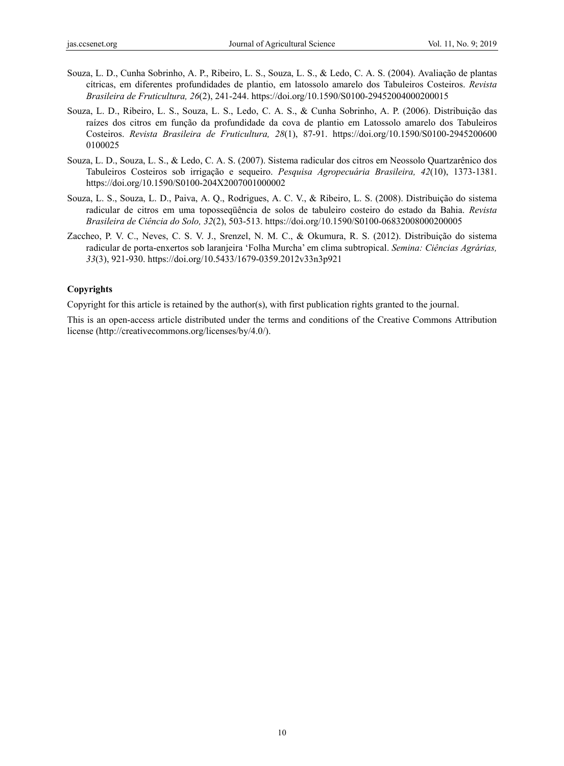Souza, L. D., Cunha Sobrinho, A. P., Ribeiro, L. S., Souza, L. S., & Ledo, C. A. S. (2004). Avaliação de plantas cítricas, em diferentes profundidades de plantio, em latossolo amarelo dos Tabuleiros Costeiros. *Revista Brasileira de Fruticultura, 26*(2), 241-244. https://doi.org/10.1590/S0100-29452004000200015

Souza, L. D., Ribeiro, L. S., Souza, L. S., Ledo, C. A. S., & Cunha Sobrinho, A. P. (2006). Distribuição das raízes dos citros em função da profundidade da cova de plantio em Latossolo amarelo dos Tabuleiros Costeiros. *Revista Brasileira de Fruticultura, 28*(1), 87-91. https://doi.org/10.1590/S0100-29452006000100025

Souza, L. D., Souza, L. S., & Ledo, C. A. S. (2007). Sistema radicular dos citros em Neossolo Quartzarênico dos Tabuleiros Costeiros sob irrigação e sequeiro. *Pesquisa Agropecuária Brasileira, 42*(10), 1373-1381. https://doi.org/10.1590/S0100-204X2007001000002

Souza, L. S., Souza, L. D., Paiva, A. Q., Rodrigues, A. C. V., & Ribeiro, L. S. (2008). Distribuição do sistema radicular de citros em uma toposseqüência de solos de tabuleiro costeiro do estado da Bahia. *Revista Brasileira de Ciência do Solo, 32*(2), 503-513. https://doi.org/10.1590/S0100-06832008000200005

Zaccheo, P. V. C., Neves, C. S. V. J., Srenzel, N. M. C., & Okumura, R. S. (2012). Distribuição do sistema radicular de porta-enxertos sob laranjeira 'Folha Murcha' em clima subtropical. *Semina: Ciências Agrárias, 33*(3), 921-930. https://doi.org/10.5433/1679-0359.2012v33n3p921

**Copyrights**

Copyright for this article is retained by the author(s), with first publication rights granted to the journal.

This is an open-access article distributed under the terms and conditions of the Creative Commons Attribution license (http://creativecommons.org/licenses/by/4.0/).